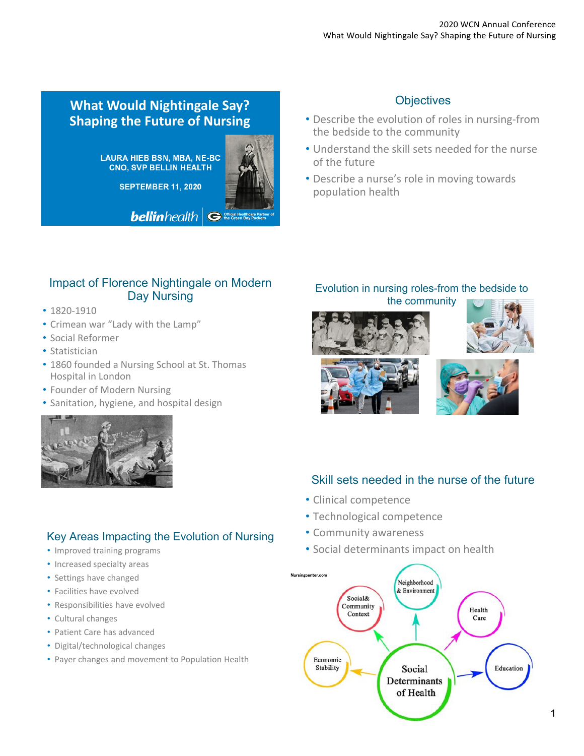# What Would Nightingale Say? Shaping the Future of Nursing

LAURA HIEB BSN, MBA, NE-BC
CNO, SVP BELLIN HEALTH

SEPTEMBER 11, 2020

bellinhealth | Official Healthcare Partner of the Green Bay Packers

## Objectives

- Describe the evolution of roles in nursing-from the bedside to the community
- Understand the skill sets needed for the nurse of the future
- Describe a nurse's role in moving towards population health

## Impact of Florence Nightingale on Modern Day Nursing

- 1820-1910
- Crimean war "Lady with the Lamp"
- Social Reformer
- Statistician
- 1860 founded a Nursing School at St. Thomas Hospital in London
- Founder of Modern Nursing
- Sanitation, hygiene, and hospital design

## Evolution in nursing roles-from the bedside to the community

## Key Areas Impacting the Evolution of Nursing

- Improved training programs
- Increased specialty areas
- Settings have changed
- Facilities have evolved
- Responsibilities have evolved
- Cultural changes
- Patient Care has advanced
- Digital/technological changes
- Payer changes and movement to Population Health

## Skill sets needed in the nurse of the future

- Clinical competence
- Technological competence
- Community awareness
- Social determinants impact on health

Nursingcenter.com

Social Determinants of Health: Neighborhood & Environment; Social & Community Context; Health Care; Economic Stability; Education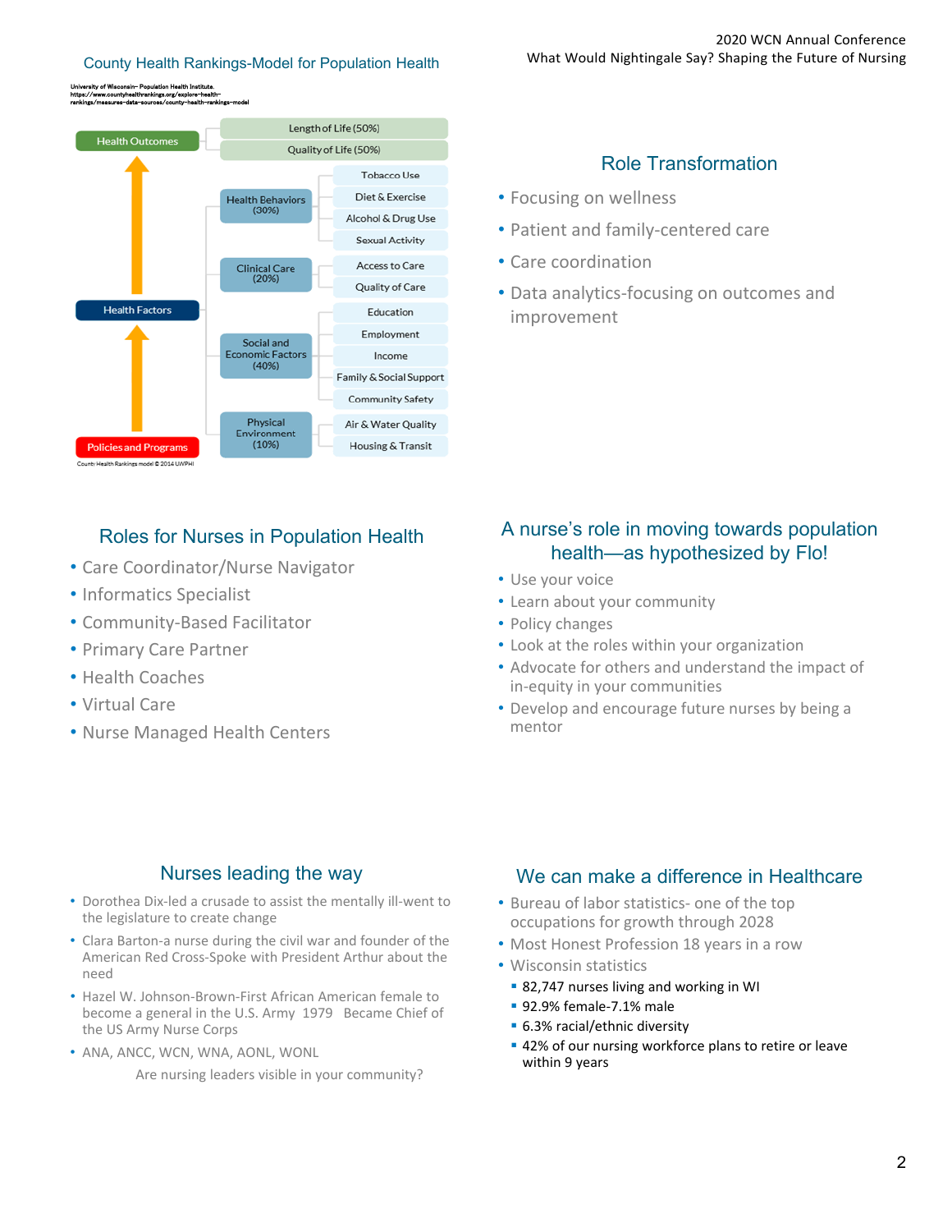## County Health Rankings-Model for Population Health

University of Wisconsin- Population Health Institute. https://www.countyhealthrankings.org/explore-health-rankings/measures-data-sources/county-health-rankings-model

- Health Outcomes
  - Length of Life (50%)
  - Quality of Life (50%)
- Health Factors
  - Health Behaviors (30%)
    - Tobacco Use
    - Diet & Exercise
    - Alcohol & Drug Use
    - Sexual Activity
  - Clinical Care (20%)
    - Access to Care
    - Quality of Care
  - Social and Economic Factors (40%)
    - Education
    - Employment
    - Income
    - Family & Social Support
    - Community Safety
  - Physical Environment (10%)
    - Air & Water Quality
    - Housing & Transit
- Policies and Programs

County Health Rankings model © 2014 UWPHI

## Role Transformation

- Focusing on wellness
- Patient and family-centered care
- Care coordination
- Data analytics-focusing on outcomes and improvement

## Roles for Nurses in Population Health

- Care Coordinator/Nurse Navigator
- Informatics Specialist
- Community-Based Facilitator
- Primary Care Partner
- Health Coaches
- Virtual Care
- Nurse Managed Health Centers

## A nurse's role in moving towards population health—as hypothesized by Flo!

- Use your voice
- Learn about your community
- Policy changes
- Look at the roles within your organization
- Advocate for others and understand the impact of in-equity in your communities
- Develop and encourage future nurses by being a mentor

## Nurses leading the way

- Dorothea Dix-led a crusade to assist the mentally ill-went to the legislature to create change
- Clara Barton-a nurse during the civil war and founder of the American Red Cross-Spoke with President Arthur about the need
- Hazel W. Johnson-Brown-First African American female to become a general in the U.S. Army 1979 Became Chief of the US Army Nurse Corps
- ANA, ANCC, WCN, WNA, AONL, WONL

Are nursing leaders visible in your community?

## We can make a difference in Healthcare

- Bureau of labor statistics- one of the top occupations for growth through 2028
- Most Honest Profession 18 years in a row
- Wisconsin statistics
  - 82,747 nurses living and working in WI
  - 92.9% female-7.1% male
  - 6.3% racial/ethnic diversity
  - 42% of our nursing workforce plans to retire or leave within 9 years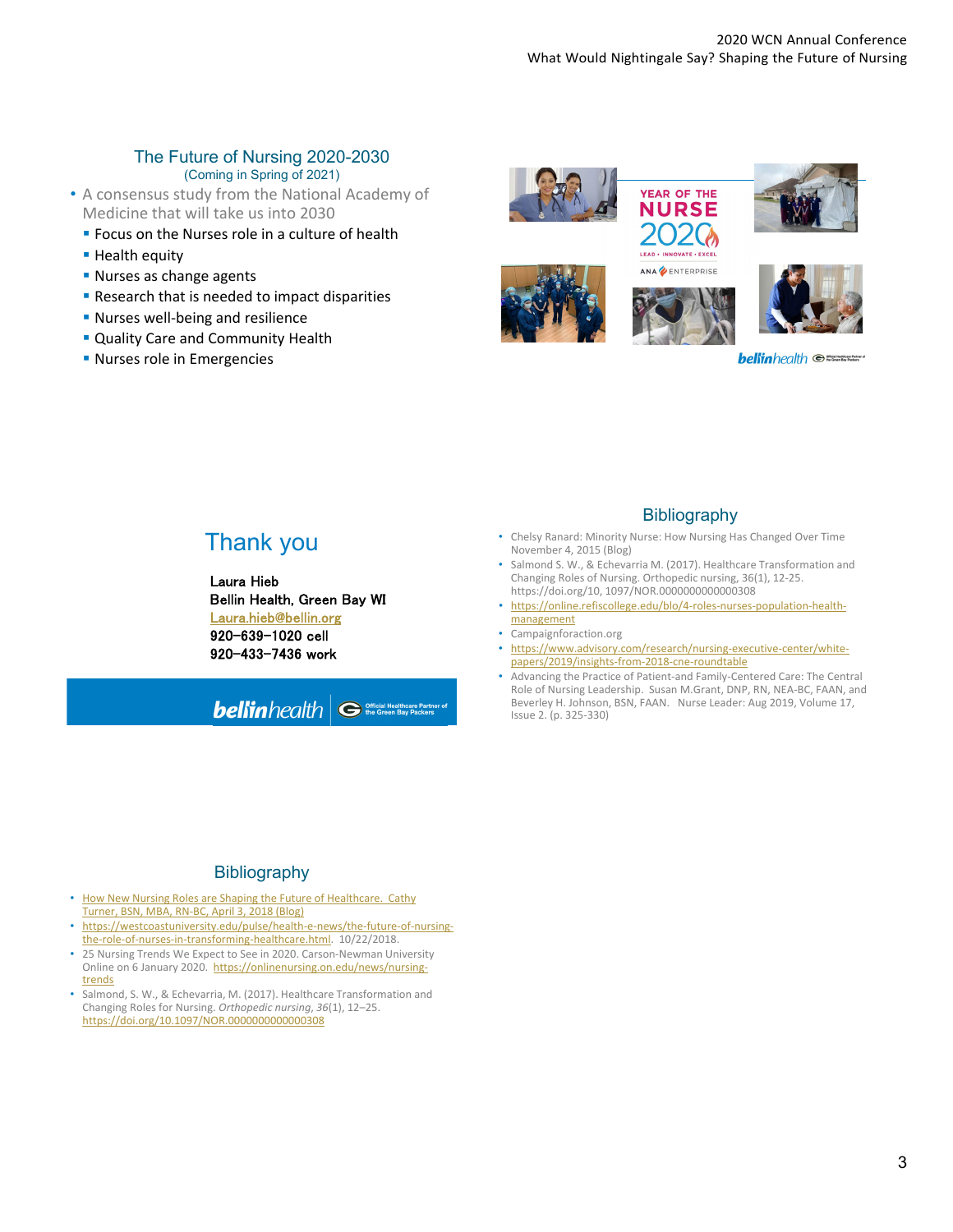## The Future of Nursing 2020-2030

(Coming in Spring of 2021)

- A consensus study from the National Academy of Medicine that will take us into 2030
  - Focus on the Nurses role in a culture of health
  - Health equity
  - Nurses as change agents
  - Research that is needed to impact disparities
  - Nurses well-being and resilience
  - Quality Care and Community Health
  - Nurses role in Emergencies

YEAR OF THE NURSE 2020

LEAD • INNOVATE • EXCEL

ANA ENTERPRISE

bellinhealth

## Thank you

**Laura Hieb**
**Bellin Health, Green Bay WI**
**Laura.hieb@bellin.org**
**920-639-1020 cell**
**920-433-7436 work**

bellinhealth Official Healthcare Partner of the Green Bay Packers

## Bibliography

- Chelsy Ranard: Minority Nurse: How Nursing Has Changed Over Time November 4, 2015 (Blog)
- Salmond S. W., & Echevarria M. (2017). Healthcare Transformation and Changing Roles of Nursing. Orthopedic nursing, 36(1), 12-25. https://doi.org/10, 1097/NOR.0000000000000308
- https://online.refiscollege.edu/blo/4-roles-nurses-population-health-management
- Campaignforaction.org
- https://www.advisory.com/research/nursing-executive-center/white-papers/2019/insights-from-2018-cne-roundtable
- Advancing the Practice of Patient-and Family-Centered Care: The Central Role of Nursing Leadership. Susan M.Grant, DNP, RN, NEA-BC, FAAN, and Beverley H. Johnson, BSN, FAAN. Nurse Leader: Aug 2019, Volume 17, Issue 2. (p. 325-330)

## Bibliography

- How New Nursing Roles are Shaping the Future of Healthcare. Cathy Turner, BSN, MBA, RN-BC, April 3, 2018 (Blog)
- https://westcoastuniversity.edu/pulse/health-e-news/the-future-of-nursing-the-role-of-nurses-in-transforming-healthcare.html. 10/22/2018.
- 25 Nursing Trends We Expect to See in 2020. Carson-Newman University Online on 6 January 2020. https://onlinenursing.cn.edu/news/nursing-trends
- Salmond, S. W., & Echevarria, M. (2017). Healthcare Transformation and Changing Roles for Nursing. *Orthopedic nursing*, *36*(1), 12–25. https://doi.org/10.1097/NOR.0000000000000308